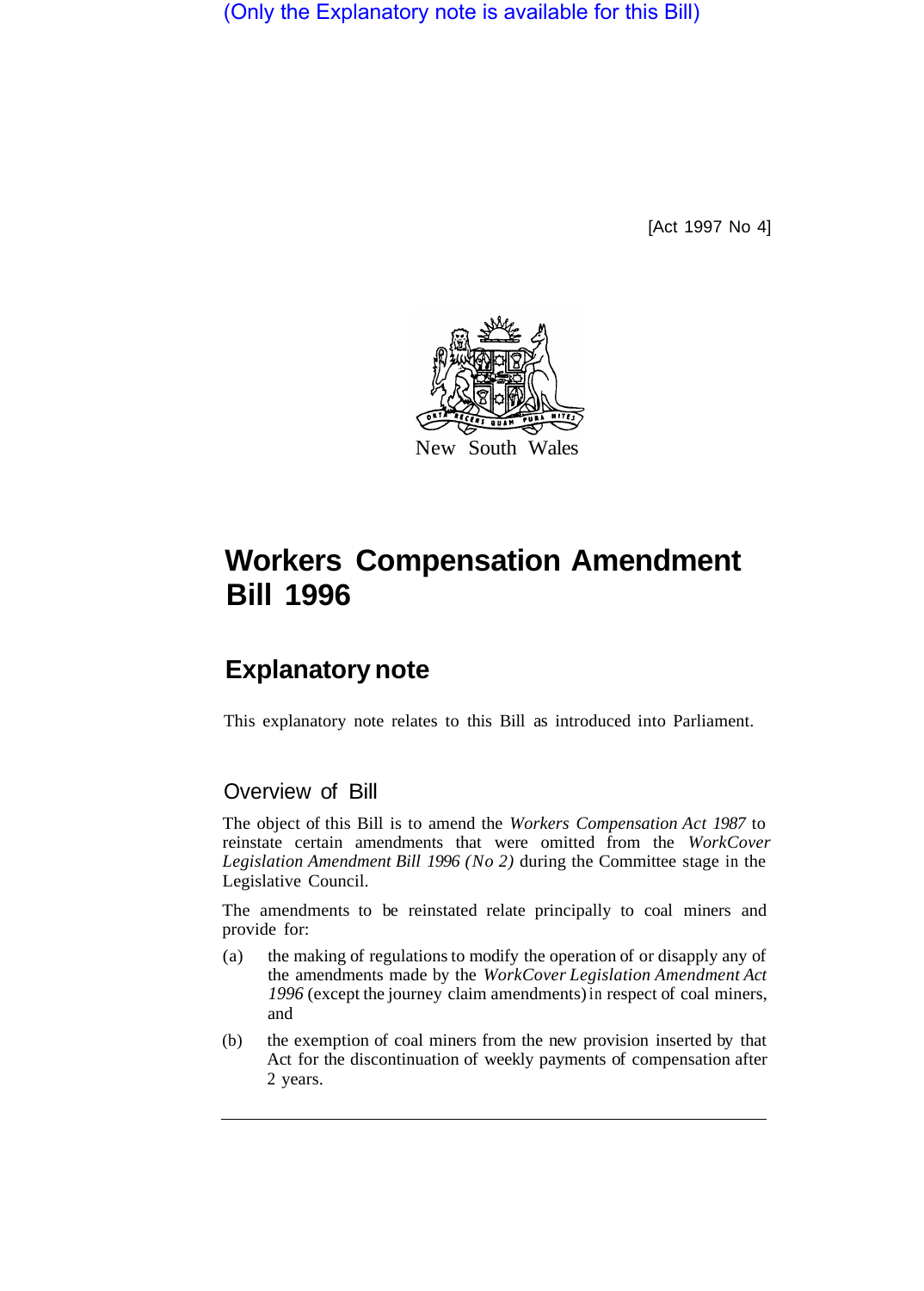(Only the Explanatory note is available for this Bill)

[Act 1997 No 4]

New South Wales

# Workers Compensation Amendment Bill 1996

## Explanatory note

This explanatory note relates to this Bill as introduced into Parliament.

### Overview of Bill

The object of this Bill is to amend the *Workers Compensation Act 1987* to reinstate certain amendments that were omitted from the *WorkCover Legislation Amendment Bill 1996 (No 2)* during the Committee stage in the Legislative Council.

The amendments to be reinstated relate principally to coal miners and provide for:

(a) the making of regulations to modify the operation of or disapply any of the amendments made by the *WorkCover Legislation Amendment Act 1996* (except the journey claim amendments) in respect of coal miners, and

(b) the exemption of coal miners from the new provision inserted by that Act for the discontinuation of weekly payments of compensation after 2 years.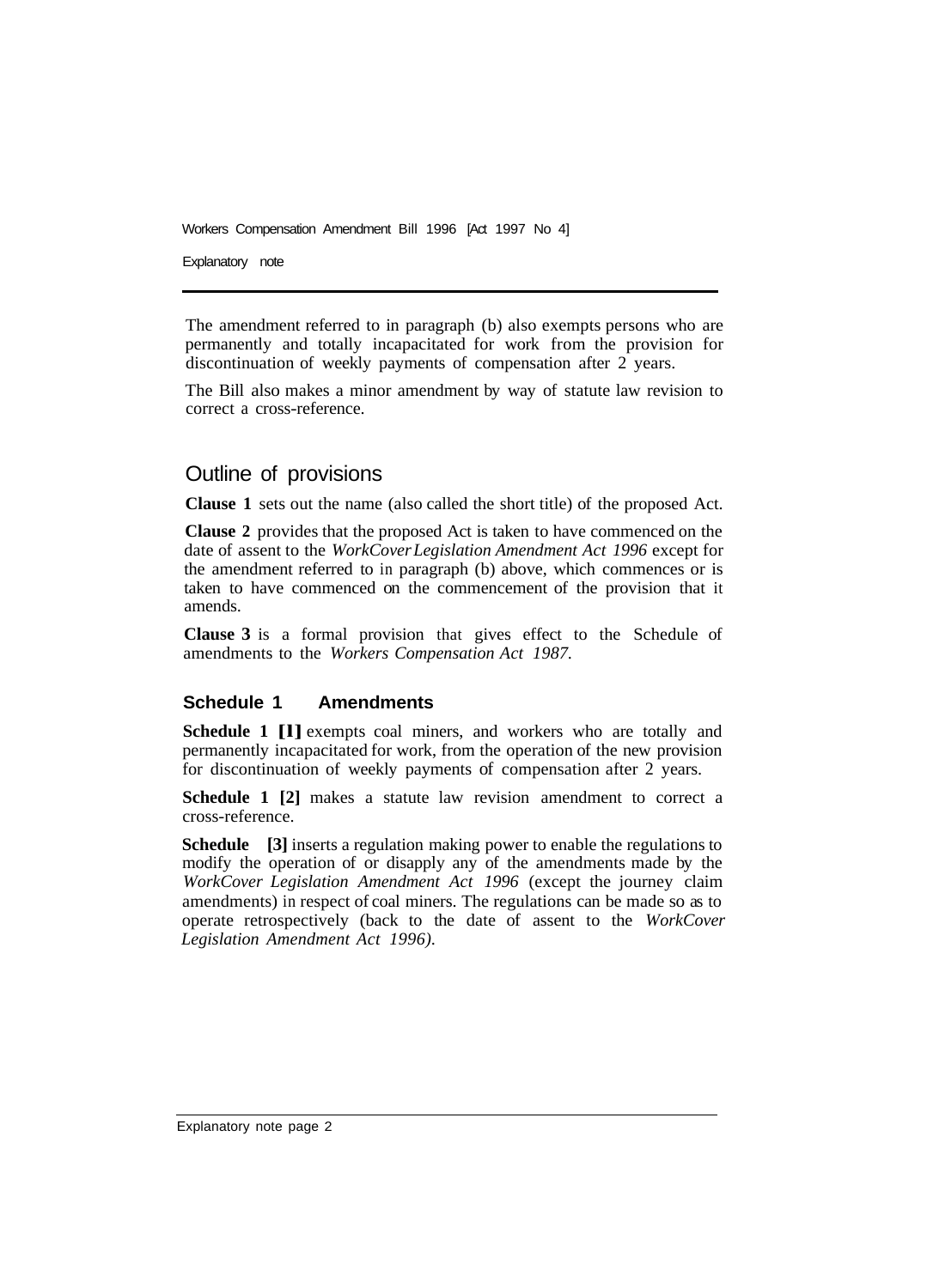The amendment referred to in paragraph (b) also exempts persons who are permanently and totally incapacitated for work from the provision for discontinuation of weekly payments of compensation after 2 years.

The Bill also makes a minor amendment by way of statute law revision to correct a cross-reference.

## Outline of provisions

**Clause 1** sets out the name (also called the short title) of the proposed Act.

**Clause 2** provides that the proposed Act is taken to have commenced on the date of assent to the *WorkCover Legislation Amendment Act 1996* except for the amendment referred to in paragraph (b) above, which commences or is taken to have commenced on the commencement of the provision that it amends.

**Clause 3** is a formal provision that gives effect to the Schedule of amendments to the *Workers Compensation Act 1987.*

### Schedule 1 Amendments

**Schedule 1 [1]** exempts coal miners, and workers who are totally and permanently incapacitated for work, from the operation of the new provision for discontinuation of weekly payments of compensation after 2 years.

**Schedule 1 [2]** makes a statute law revision amendment to correct a cross-reference.

**Schedule [3]** inserts a regulation making power to enable the regulations to modify the operation of or disapply any of the amendments made by the *WorkCover Legislation Amendment Act 1996* (except the journey claim amendments) in respect of coal miners. The regulations can be made so as to operate retrospectively (back to the date of assent to the *WorkCover Legislation Amendment Act 1996).*